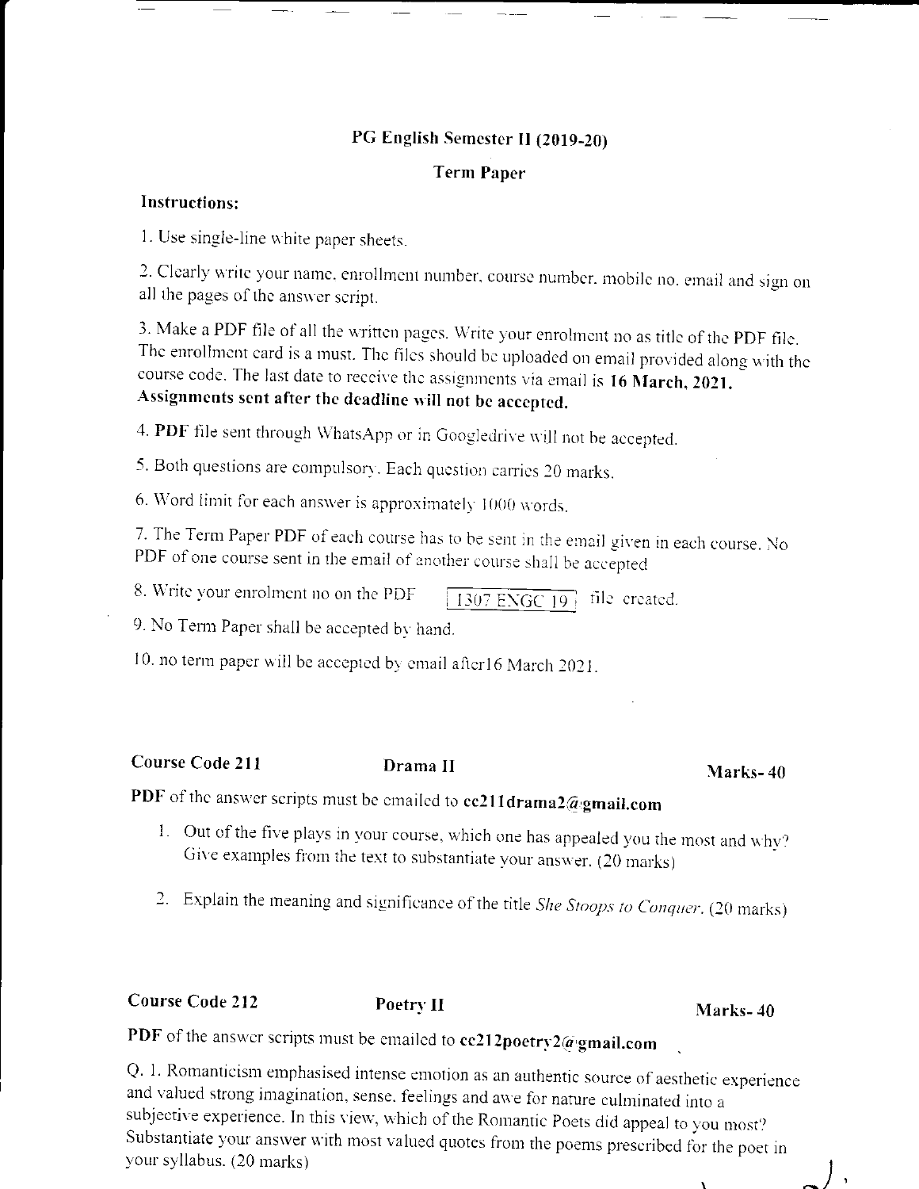# PG English Semester II (2019-20)

## Term Paper

**Instructions:**

1. Use single-line white paper sheets.

2. Clearly write your name, enrollment number, course number, mobile no. email and sign on all the pages of the answer script.

3. Make a PDF file of all the written pages. Write your enrolment no as title of the PDF file. The enrollment card is a must. The files should be uploaded on email provided along with the course code. The last date to receive the assignments via email is **16 March, 2021.** **Assignments sent after the deadline will not be accepted.**

4. **PDF** file sent through WhatsApp or in Googledrive will not be accepted.

5. Both questions are compulsory. Each question carries 20 marks.

6. Word limit for each answer is approximately 1000 words.

7. The Term Paper PDF of each course has to be sent in the email given in each course. No PDF of one course sent in the email of another course shall be accepted

8. Write your enrolment no on the PDF [1307 ENGC 19] file created.

9. No Term Paper shall be accepted by hand.

10. no term paper will be accepted by email after16 March 2021.

**Course Code 211** **Drama II** **Marks- 40**

**PDF** of the answer scripts must be emailed to **cc211drama2@gmail.com**

1. Out of the five plays in your course, which one has appealed you the most and why? Give examples from the text to substantiate your answer. (20 marks)

2. Explain the meaning and significance of the title *She Stoops to Conquer*. (20 marks)

**Course Code 212** **Poetry II** **Marks- 40**

**PDF** of the answer scripts must be emailed to **cc212poetry2@gmail.com**

Q. 1. Romanticism emphasised intense emotion as an authentic source of aesthetic experience and valued strong imagination, sense, feelings and awe for nature culminated into a subjective experience. In this view, which of the Romantic Poets did appeal to you most? Substantiate your answer with most valued quotes from the poems prescribed for the poet in your syllabus. (20 marks)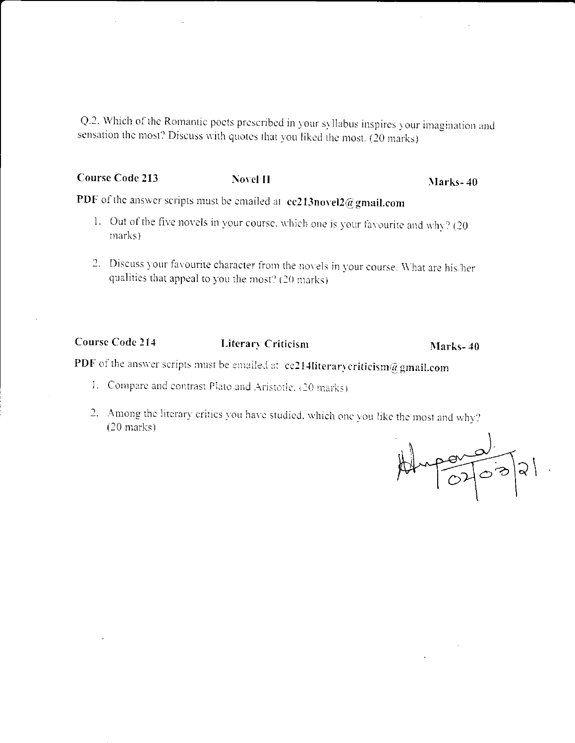Q.2. Which of the Romantic poets prescribed in your syllabus inspires your imagination and sensation the most? Discuss with quotes that you liked the most. (20 marks)

**Course Code 213** **Novel II** **Marks- 40**

**PDF** of the answer scripts must be emailed at **cc213novel2@gmail.com**

1. Out of the five novels in your course, which one is your favourite and why? (20 marks)

2. Discuss your favourite character from the novels in your course. What are his/her qualities that appeal to you the most? (20 marks)

**Course Code 214** **Literary Criticism** **Marks- 40**

**PDF** of the answer scripts must be emailed at **cc214literarycriticism@gmail.com**

1. Compare and contrast Plato and Aristotle. (20 marks)

2. Among the literary critics you have studied, which one you like the most and why? (20 marks)

Anupama 02/03/21